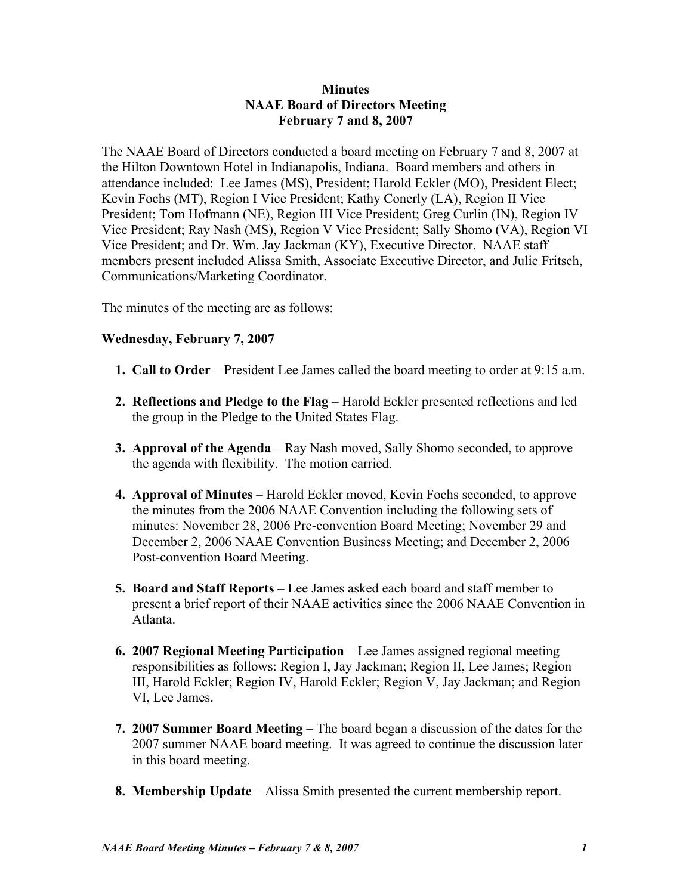# Minutes
## NAAE Board of Directors Meeting
## February 7 and 8, 2007

The NAAE Board of Directors conducted a board meeting on February 7 and 8, 2007 at the Hilton Downtown Hotel in Indianapolis, Indiana. Board members and others in attendance included: Lee James (MS), President; Harold Eckler (MO), President Elect; Kevin Fochs (MT), Region I Vice President; Kathy Conerly (LA), Region II Vice President; Tom Hofmann (NE), Region III Vice President; Greg Curlin (IN), Region IV Vice President; Ray Nash (MS), Region V Vice President; Sally Shomo (VA), Region VI Vice President; and Dr. Wm. Jay Jackman (KY), Executive Director. NAAE staff members present included Alissa Smith, Associate Executive Director, and Julie Fritsch, Communications/Marketing Coordinator.

The minutes of the meeting are as follows:

**Wednesday, February 7, 2007**

1. **Call to Order** – President Lee James called the board meeting to order at 9:15 a.m.

2. **Reflections and Pledge to the Flag** – Harold Eckler presented reflections and led the group in the Pledge to the United States Flag.

3. **Approval of the Agenda** – Ray Nash moved, Sally Shomo seconded, to approve the agenda with flexibility. The motion carried.

4. **Approval of Minutes** – Harold Eckler moved, Kevin Fochs seconded, to approve the minutes from the 2006 NAAE Convention including the following sets of minutes: November 28, 2006 Pre-convention Board Meeting; November 29 and December 2, 2006 NAAE Convention Business Meeting; and December 2, 2006 Post-convention Board Meeting.

5. **Board and Staff Reports** – Lee James asked each board and staff member to present a brief report of their NAAE activities since the 2006 NAAE Convention in Atlanta.

6. **2007 Regional Meeting Participation** – Lee James assigned regional meeting responsibilities as follows: Region I, Jay Jackman; Region II, Lee James; Region III, Harold Eckler; Region IV, Harold Eckler; Region V, Jay Jackman; and Region VI, Lee James.

7. **2007 Summer Board Meeting** – The board began a discussion of the dates for the 2007 summer NAAE board meeting. It was agreed to continue the discussion later in this board meeting.

8. **Membership Update** – Alissa Smith presented the current membership report.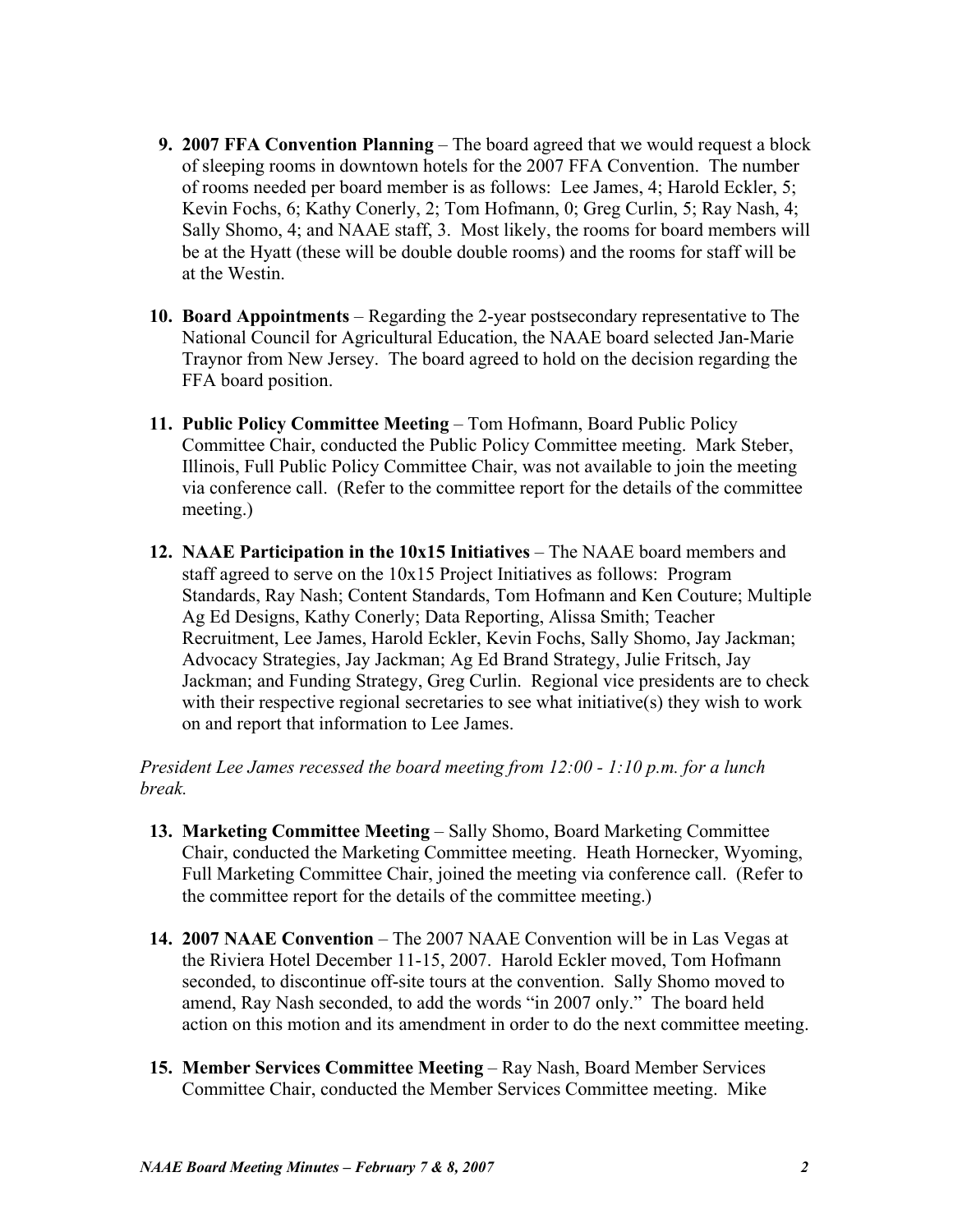9. **2007 FFA Convention Planning** – The board agreed that we would request a block of sleeping rooms in downtown hotels for the 2007 FFA Convention. The number of rooms needed per board member is as follows: Lee James, 4; Harold Eckler, 5; Kevin Fochs, 6; Kathy Conerly, 2; Tom Hofmann, 0; Greg Curlin, 5; Ray Nash, 4; Sally Shomo, 4; and NAAE staff, 3. Most likely, the rooms for board members will be at the Hyatt (these will be double double rooms) and the rooms for staff will be at the Westin.

10. **Board Appointments** – Regarding the 2-year postsecondary representative to The National Council for Agricultural Education, the NAAE board selected Jan-Marie Traynor from New Jersey. The board agreed to hold on the decision regarding the FFA board position.

11. **Public Policy Committee Meeting** – Tom Hofmann, Board Public Policy Committee Chair, conducted the Public Policy Committee meeting. Mark Steber, Illinois, Full Public Policy Committee Chair, was not available to join the meeting via conference call. (Refer to the committee report for the details of the committee meeting.)

12. **NAAE Participation in the 10x15 Initiatives** – The NAAE board members and staff agreed to serve on the 10x15 Project Initiatives as follows: Program Standards, Ray Nash; Content Standards, Tom Hofmann and Ken Couture; Multiple Ag Ed Designs, Kathy Conerly; Data Reporting, Alissa Smith; Teacher Recruitment, Lee James, Harold Eckler, Kevin Fochs, Sally Shomo, Jay Jackman; Advocacy Strategies, Jay Jackman; Ag Ed Brand Strategy, Julie Fritsch, Jay Jackman; and Funding Strategy, Greg Curlin. Regional vice presidents are to check with their respective regional secretaries to see what initiative(s) they wish to work on and report that information to Lee James.

*President Lee James recessed the board meeting from 12:00 - 1:10 p.m. for a lunch break.*

13. **Marketing Committee Meeting** – Sally Shomo, Board Marketing Committee Chair, conducted the Marketing Committee meeting. Heath Hornecker, Wyoming, Full Marketing Committee Chair, joined the meeting via conference call. (Refer to the committee report for the details of the committee meeting.)

14. **2007 NAAE Convention** – The 2007 NAAE Convention will be in Las Vegas at the Riviera Hotel December 11-15, 2007. Harold Eckler moved, Tom Hofmann seconded, to discontinue off-site tours at the convention. Sally Shomo moved to amend, Ray Nash seconded, to add the words "in 2007 only." The board held action on this motion and its amendment in order to do the next committee meeting.

15. **Member Services Committee Meeting** – Ray Nash, Board Member Services Committee Chair, conducted the Member Services Committee meeting. Mike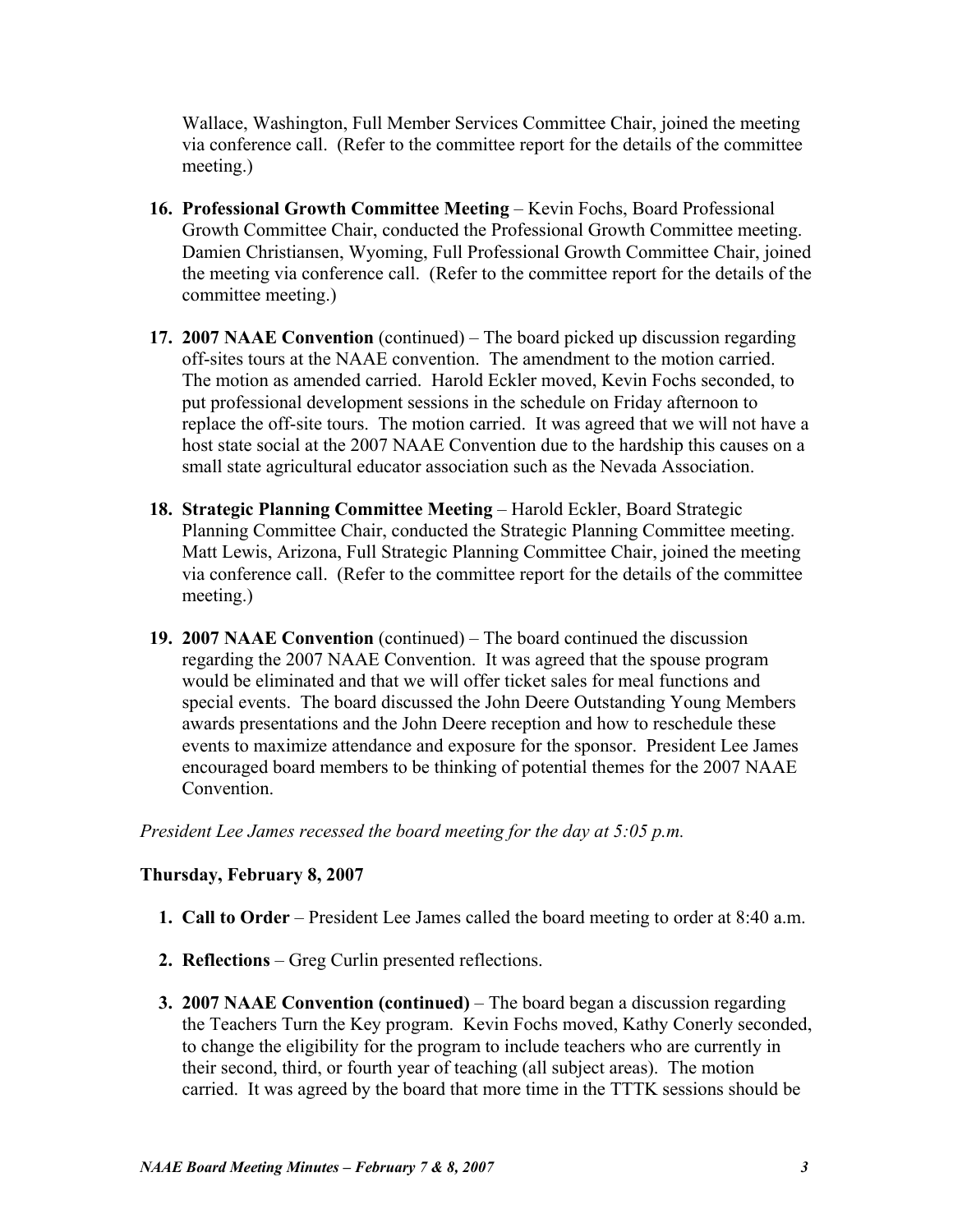Wallace, Washington, Full Member Services Committee Chair, joined the meeting via conference call. (Refer to the committee report for the details of the committee meeting.)

16. **Professional Growth Committee Meeting** – Kevin Fochs, Board Professional Growth Committee Chair, conducted the Professional Growth Committee meeting. Damien Christiansen, Wyoming, Full Professional Growth Committee Chair, joined the meeting via conference call. (Refer to the committee report for the details of the committee meeting.)

17. **2007 NAAE Convention** (continued) – The board picked up discussion regarding off-sites tours at the NAAE convention. The amendment to the motion carried. The motion as amended carried. Harold Eckler moved, Kevin Fochs seconded, to put professional development sessions in the schedule on Friday afternoon to replace the off-site tours. The motion carried. It was agreed that we will not have a host state social at the 2007 NAAE Convention due to the hardship this causes on a small state agricultural educator association such as the Nevada Association.

18. **Strategic Planning Committee Meeting** – Harold Eckler, Board Strategic Planning Committee Chair, conducted the Strategic Planning Committee meeting. Matt Lewis, Arizona, Full Strategic Planning Committee Chair, joined the meeting via conference call. (Refer to the committee report for the details of the committee meeting.)

19. **2007 NAAE Convention** (continued) – The board continued the discussion regarding the 2007 NAAE Convention. It was agreed that the spouse program would be eliminated and that we will offer ticket sales for meal functions and special events. The board discussed the John Deere Outstanding Young Members awards presentations and the John Deere reception and how to reschedule these events to maximize attendance and exposure for the sponsor. President Lee James encouraged board members to be thinking of potential themes for the 2007 NAAE Convention.

*President Lee James recessed the board meeting for the day at 5:05 p.m.*

**Thursday, February 8, 2007**

1. **Call to Order** – President Lee James called the board meeting to order at 8:40 a.m.

2. **Reflections** – Greg Curlin presented reflections.

3. **2007 NAAE Convention (continued)** – The board began a discussion regarding the Teachers Turn the Key program. Kevin Fochs moved, Kathy Conerly seconded, to change the eligibility for the program to include teachers who are currently in their second, third, or fourth year of teaching (all subject areas). The motion carried. It was agreed by the board that more time in the TTTK sessions should be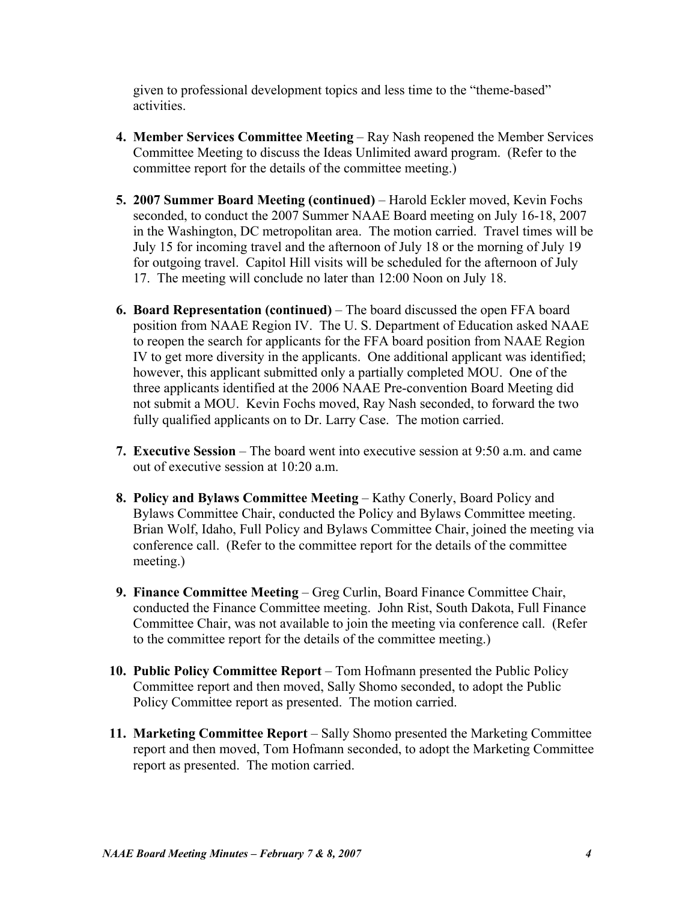given to professional development topics and less time to the "theme-based" activities.

4. **Member Services Committee Meeting** – Ray Nash reopened the Member Services Committee Meeting to discuss the Ideas Unlimited award program. (Refer to the committee report for the details of the committee meeting.)

5. **2007 Summer Board Meeting (continued)** – Harold Eckler moved, Kevin Fochs seconded, to conduct the 2007 Summer NAAE Board meeting on July 16-18, 2007 in the Washington, DC metropolitan area. The motion carried. Travel times will be July 15 for incoming travel and the afternoon of July 18 or the morning of July 19 for outgoing travel. Capitol Hill visits will be scheduled for the afternoon of July 17. The meeting will conclude no later than 12:00 Noon on July 18.

6. **Board Representation (continued)** – The board discussed the open FFA board position from NAAE Region IV. The U. S. Department of Education asked NAAE to reopen the search for applicants for the FFA board position from NAAE Region IV to get more diversity in the applicants. One additional applicant was identified; however, this applicant submitted only a partially completed MOU. One of the three applicants identified at the 2006 NAAE Pre-convention Board Meeting did not submit a MOU. Kevin Fochs moved, Ray Nash seconded, to forward the two fully qualified applicants on to Dr. Larry Case. The motion carried.

7. **Executive Session** – The board went into executive session at 9:50 a.m. and came out of executive session at 10:20 a.m.

8. **Policy and Bylaws Committee Meeting** – Kathy Conerly, Board Policy and Bylaws Committee Chair, conducted the Policy and Bylaws Committee meeting. Brian Wolf, Idaho, Full Policy and Bylaws Committee Chair, joined the meeting via conference call. (Refer to the committee report for the details of the committee meeting.)

9. **Finance Committee Meeting** – Greg Curlin, Board Finance Committee Chair, conducted the Finance Committee meeting. John Rist, South Dakota, Full Finance Committee Chair, was not available to join the meeting via conference call. (Refer to the committee report for the details of the committee meeting.)

10. **Public Policy Committee Report** – Tom Hofmann presented the Public Policy Committee report and then moved, Sally Shomo seconded, to adopt the Public Policy Committee report as presented. The motion carried.

11. **Marketing Committee Report** – Sally Shomo presented the Marketing Committee report and then moved, Tom Hofmann seconded, to adopt the Marketing Committee report as presented. The motion carried.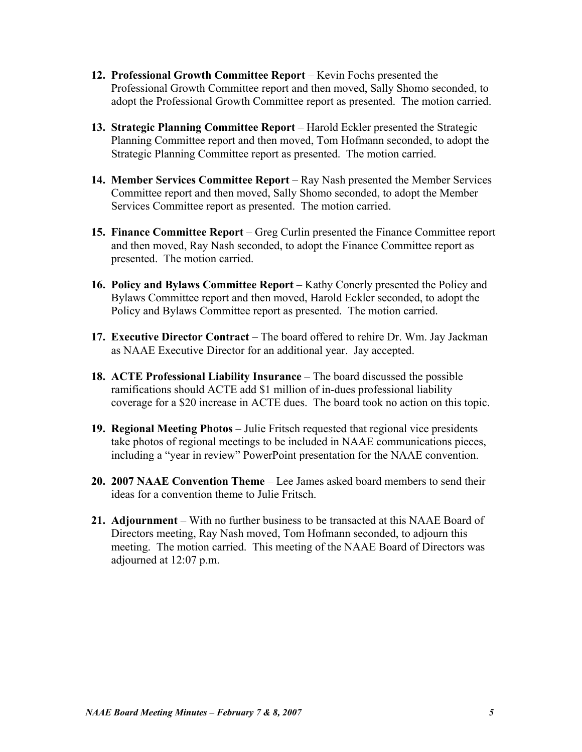12. **Professional Growth Committee Report** – Kevin Fochs presented the Professional Growth Committee report and then moved, Sally Shomo seconded, to adopt the Professional Growth Committee report as presented. The motion carried.

13. **Strategic Planning Committee Report** – Harold Eckler presented the Strategic Planning Committee report and then moved, Tom Hofmann seconded, to adopt the Strategic Planning Committee report as presented. The motion carried.

14. **Member Services Committee Report** – Ray Nash presented the Member Services Committee report and then moved, Sally Shomo seconded, to adopt the Member Services Committee report as presented. The motion carried.

15. **Finance Committee Report** – Greg Curlin presented the Finance Committee report and then moved, Ray Nash seconded, to adopt the Finance Committee report as presented. The motion carried.

16. **Policy and Bylaws Committee Report** – Kathy Conerly presented the Policy and Bylaws Committee report and then moved, Harold Eckler seconded, to adopt the Policy and Bylaws Committee report as presented. The motion carried.

17. **Executive Director Contract** – The board offered to rehire Dr. Wm. Jay Jackman as NAAE Executive Director for an additional year. Jay accepted.

18. **ACTE Professional Liability Insurance** – The board discussed the possible ramifications should ACTE add $1 million of in-dues professional liability coverage for a $20 increase in ACTE dues. The board took no action on this topic.

19. **Regional Meeting Photos** – Julie Fritsch requested that regional vice presidents take photos of regional meetings to be included in NAAE communications pieces, including a "year in review" PowerPoint presentation for the NAAE convention.

20. **2007 NAAE Convention Theme** – Lee James asked board members to send their ideas for a convention theme to Julie Fritsch.

21. **Adjournment** – With no further business to be transacted at this NAAE Board of Directors meeting, Ray Nash moved, Tom Hofmann seconded, to adjourn this meeting. The motion carried. This meeting of the NAAE Board of Directors was adjourned at 12:07 p.m.